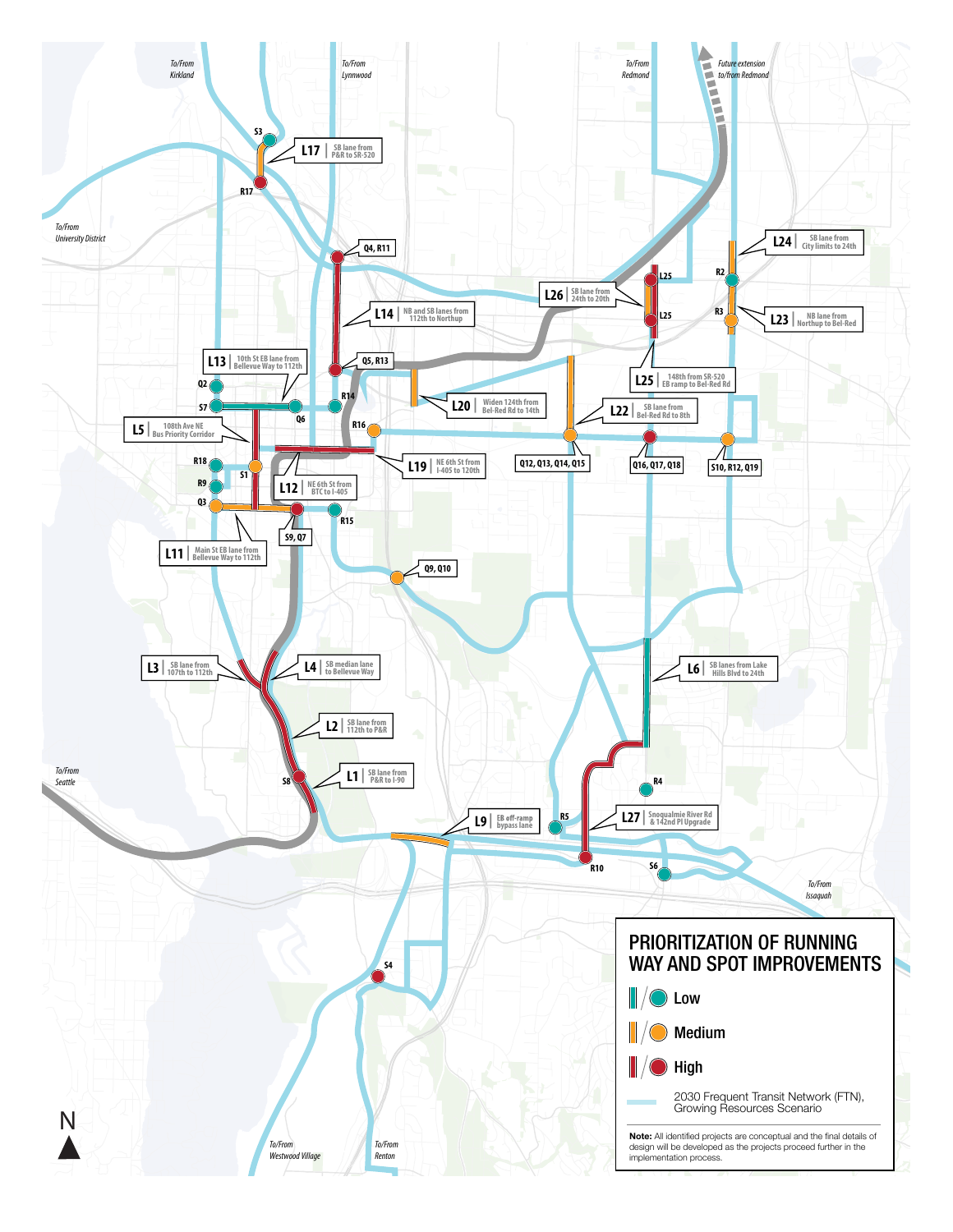# PRIORITIZATION OF RUNNING WAY AND SPOT IMPROVEMENTS

- Low
- Medium
- High
- 2030 Frequent Transit Network (FTN), Growing Resources Scenario

**Note:** All identified projects are conceptual and the final details of design will be developed as the projects proceed further in the implementation process.

*To/From Kirkland*
*To/From Lynnwood*
*To/From Redmond*
*Future extension to/from Redmond*
*To/From University District*
*To/From Seattle*
*To/From Issaquah*
*To/From Westwood Village*
*To/From Renton*

L17 | SB lane from P&R to SR-520
L14 | NB and SB lanes from 112th to Northup
L26 | SB lane from 24th to 20th
L24 | SB lane from City limits to 24th
L23 | NB lane from Northup to Bel-Red
L25 | 148th from SR-520 EB ramp to Bel-Red Rd
L13 | 10th St EB lane from Bellevue Way to 112th
L20 | Widen 124th from Bel-Red Rd to 14th
L22 | SB lane from Bel-Red Rd to 8th
L5 | 108th Ave NE Bus Priority Corridor
L19 | NE 6th St from I-405 to 120th
L12 | NE 6th St from BTC to I-405
L11 | Main St EB lane from Bellevue Way to 112th
L3 | SB lane from 107th to 112th
L4 | SB median lane to Bellevue Way
L6 | SB lanes from Lake Hills Blvd to 24th
L2 | SB lane from 112th to P&R
L1 | SB lane from P&R to I-90
L9 | EB off-ramp bypass lane
L27 | Snoqualmie River Rd & 142nd Pl Upgrade

S3, R17, Q4, R11, Q5, R13, L25, R2, R3, Q2, S7, Q6, R14, R16, Q12, Q13, Q14, Q15, Q16, Q17, Q18, S10, R12, Q19, R18, S1, R9, Q3, S9, Q7, R15, Q9, Q10, S8, R4, R5, R10, S6, S4

N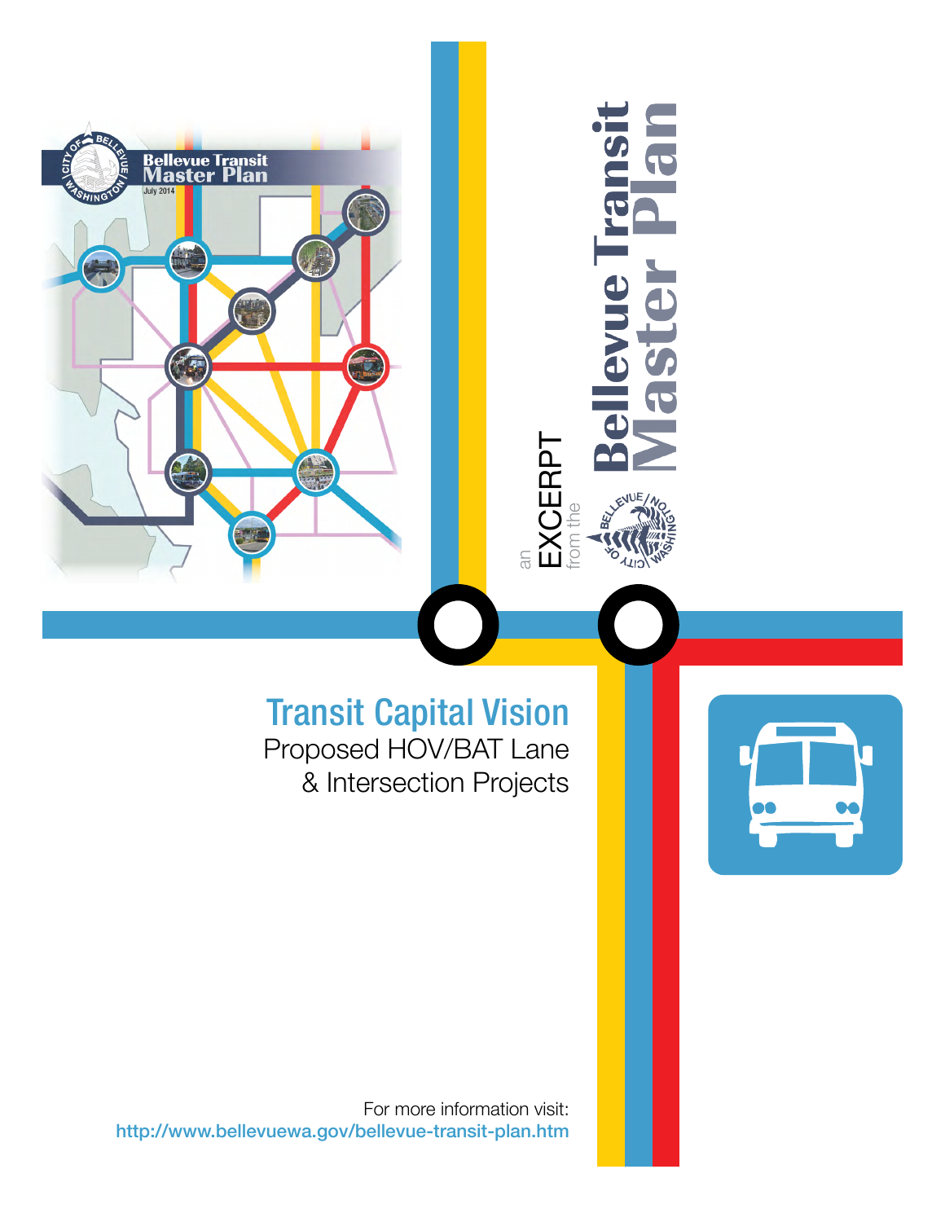Bellevue Transit Master Plan

July 2014

an EXCERPT from the

# Bellevue Transit Master Plan

## Transit Capital Vision

Proposed HOV/BAT Lane & Intersection Projects

For more information visit:
http://www.bellevuewa.gov/bellevue-transit-plan.htm